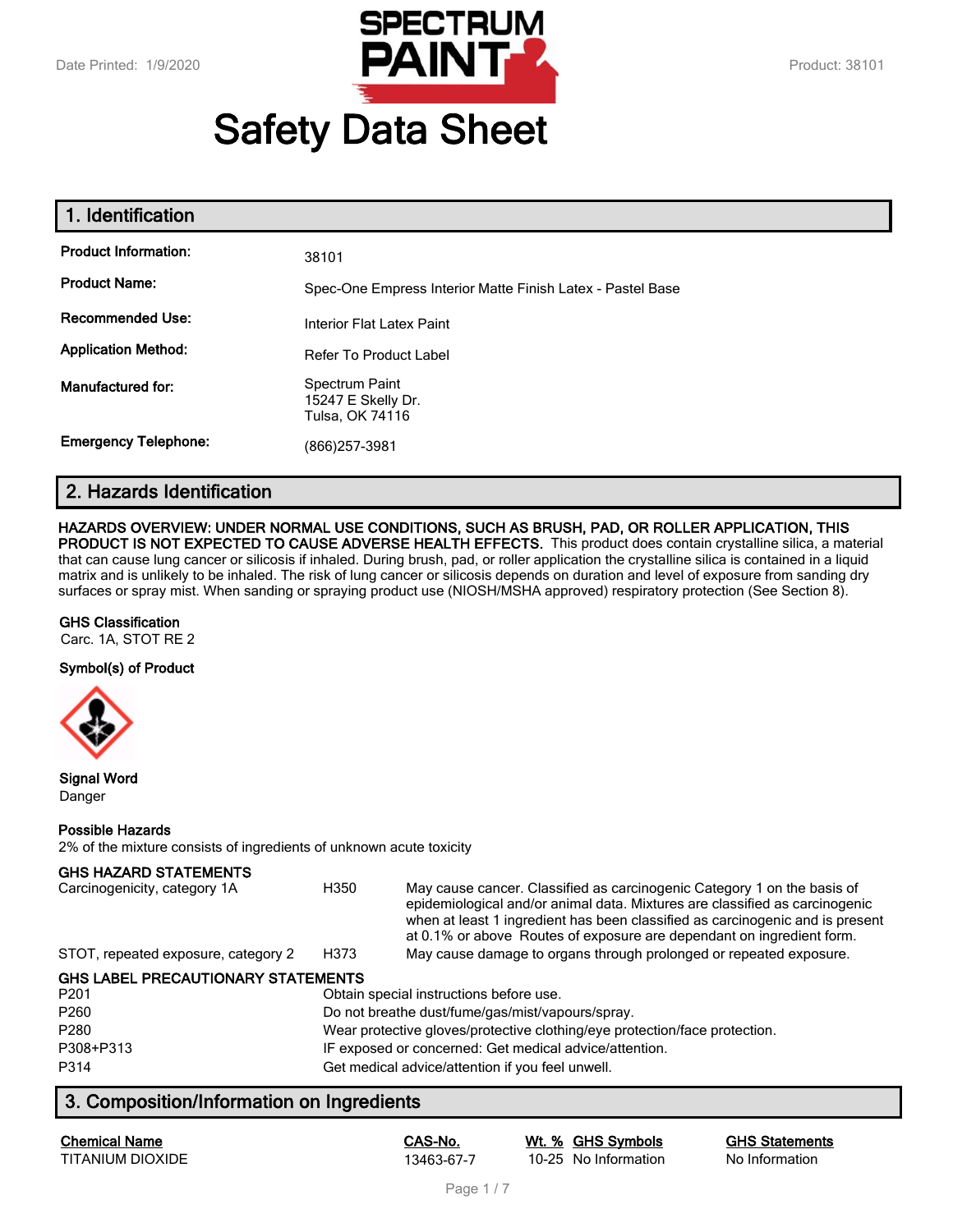# Safety Data Sheet

## 1. Identification

| | |
|---|---|
| **Product Information:** | 38101 |
| **Product Name:** | Spec-One Empress Interior Matte Finish Latex - Pastel Base |
| **Recommended Use:** | Interior Flat Latex Paint |
| **Application Method:** | Refer To Product Label |
| **Manufactured for:** | Spectrum Paint<br>15247 E Skelly Dr.<br>Tulsa, OK 74116 |
| **Emergency Telephone:** | (866)257-3981 |

## 2. Hazards Identification

**HAZARDS OVERVIEW: UNDER NORMAL USE CONDITIONS, SUCH AS BRUSH, PAD, OR ROLLER APPLICATION, THIS PRODUCT IS NOT EXPECTED TO CAUSE ADVERSE HEALTH EFFECTS.** This product does contain crystalline silica, a material that can cause lung cancer or silicosis if inhaled. During brush, pad, or roller application the crystalline silica is contained in a liquid matrix and is unlikely to be inhaled. The risk of lung cancer or silicosis depends on duration and level of exposure from sanding dry surfaces or spray mist. When sanding or spraying product use (NIOSH/MSHA approved) respiratory protection (See Section 8).

**GHS Classification**

Carc. 1A, STOT RE 2

**Symbol(s) of Product**

**Signal Word**

Danger

**Possible Hazards**

2% of the mixture consists of ingredients of unknown acute toxicity

**GHS HAZARD STATEMENTS**

| | | |
|---|---|---|
| Carcinogenicity, category 1A | H350 | May cause cancer. Classified as carcinogenic Category 1 on the basis of epidemiological and/or animal data. Mixtures are classified as carcinogenic when at least 1 ingredient has been classified as carcinogenic and is present at 0.1% or above Routes of exposure are dependant on ingredient form. |
| STOT, repeated exposure, category 2 | H373 | May cause damage to organs through prolonged or repeated exposure. |

**GHS LABEL PRECAUTIONARY STATEMENTS**

| | |
|---|---|
| P201 | Obtain special instructions before use. |
| P260 | Do not breathe dust/fume/gas/mist/vapours/spray. |
| P280 | Wear protective gloves/protective clothing/eye protection/face protection. |
| P308+P313 | IF exposed or concerned: Get medical advice/attention. |
| P314 | Get medical advice/attention if you feel unwell. |

## 3. Composition/Information on Ingredients

| Chemical Name | CAS-No. | Wt. % | GHS Symbols | GHS Statements |
|---|---|---|---|---|
| TITANIUM DIOXIDE | 13463-67-7 | 10-25 | No Information | No Information |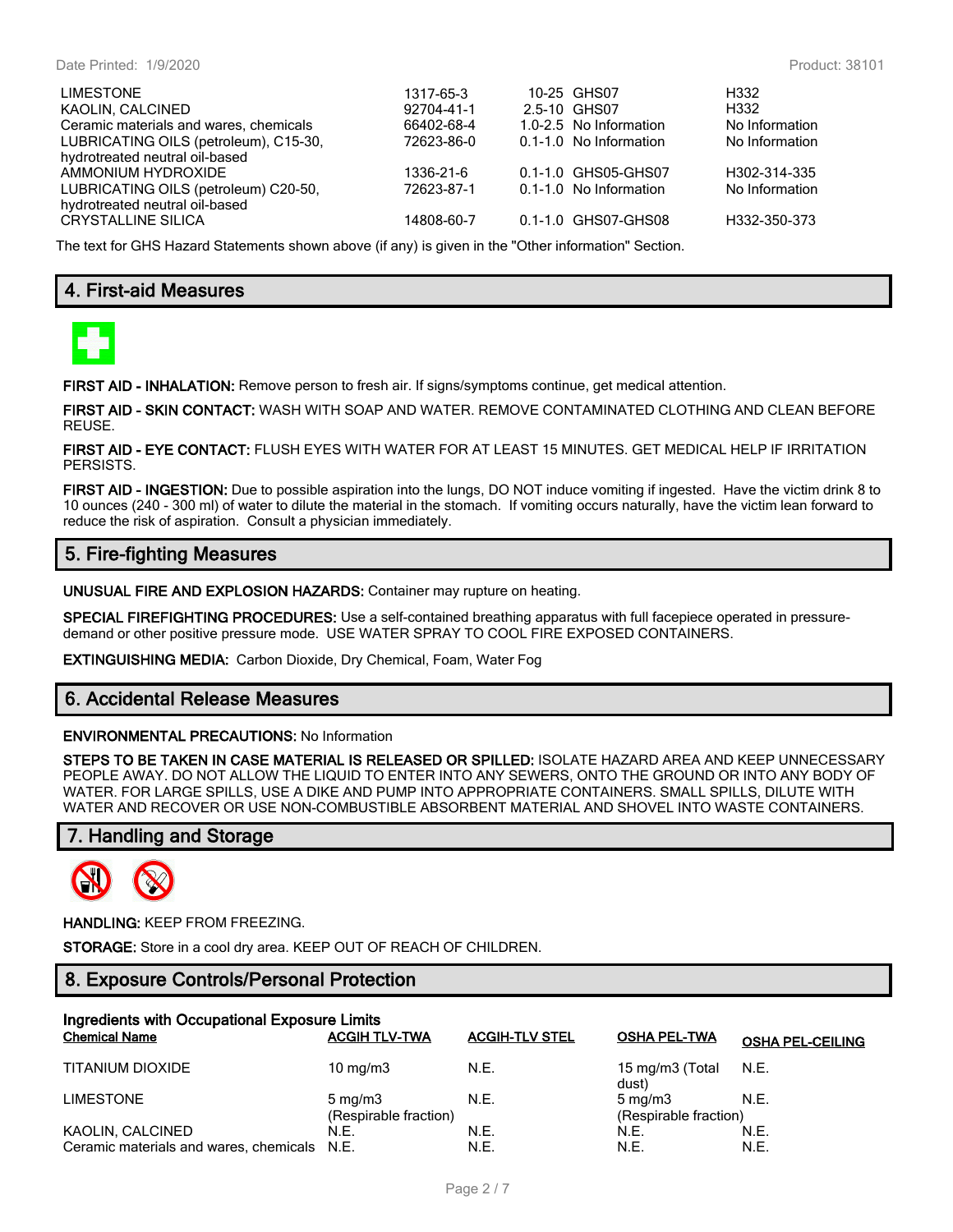| | | | | |
|---|---|---|---|---|
| LIMESTONE | 1317-65-3 | 10-25 | GHS07 | H332 |
| KAOLIN, CALCINED | 92704-41-1 | 2.5-10 | GHS07 | H332 |
| Ceramic materials and wares, chemicals | 66402-68-4 | 1.0-2.5 | No Information | No Information |
| LUBRICATING OILS (petroleum), C15-30, hydrotreated neutral oil-based | 72623-86-0 | 0.1-1.0 | No Information | No Information |
| AMMONIUM HYDROXIDE | 1336-21-6 | 0.1-1.0 | GHS05-GHS07 | H302-314-335 |
| LUBRICATING OILS (petroleum) C20-50, hydrotreated neutral oil-based | 72623-87-1 | 0.1-1.0 | No Information | No Information |
| CRYSTALLINE SILICA | 14808-60-7 | 0.1-1.0 | GHS07-GHS08 | H332-350-373 |

The text for GHS Hazard Statements shown above (if any) is given in the "Other information" Section.

## 4. First-aid Measures

**FIRST AID - INHALATION:** Remove person to fresh air. If signs/symptoms continue, get medical attention.

**FIRST AID - SKIN CONTACT:** WASH WITH SOAP AND WATER. REMOVE CONTAMINATED CLOTHING AND CLEAN BEFORE REUSE.

**FIRST AID - EYE CONTACT:** FLUSH EYES WITH WATER FOR AT LEAST 15 MINUTES. GET MEDICAL HELP IF IRRITATION PERSISTS.

**FIRST AID - INGESTION:** Due to possible aspiration into the lungs, DO NOT induce vomiting if ingested. Have the victim drink 8 to 10 ounces (240 - 300 ml) of water to dilute the material in the stomach. If vomiting occurs naturally, have the victim lean forward to reduce the risk of aspiration. Consult a physician immediately.

## 5. Fire-fighting Measures

**UNUSUAL FIRE AND EXPLOSION HAZARDS:** Container may rupture on heating.

**SPECIAL FIREFIGHTING PROCEDURES:** Use a self-contained breathing apparatus with full facepiece operated in pressure-demand or other positive pressure mode. USE WATER SPRAY TO COOL FIRE EXPOSED CONTAINERS.

**EXTINGUISHING MEDIA:** Carbon Dioxide, Dry Chemical, Foam, Water Fog

## 6. Accidental Release Measures

**ENVIRONMENTAL PRECAUTIONS:** No Information

**STEPS TO BE TAKEN IN CASE MATERIAL IS RELEASED OR SPILLED:** ISOLATE HAZARD AREA AND KEEP UNNECESSARY PEOPLE AWAY. DO NOT ALLOW THE LIQUID TO ENTER INTO ANY SEWERS, ONTO THE GROUND OR INTO ANY BODY OF WATER. FOR LARGE SPILLS, USE A DIKE AND PUMP INTO APPROPRIATE CONTAINERS. SMALL SPILLS, DILUTE WITH WATER AND RECOVER OR USE NON-COMBUSTIBLE ABSORBENT MATERIAL AND SHOVEL INTO WASTE CONTAINERS.

## 7. Handling and Storage

**HANDLING:** KEEP FROM FREEZING.

**STORAGE:** Store in a cool dry area. KEEP OUT OF REACH OF CHILDREN.

## 8. Exposure Controls/Personal Protection

**Ingredients with Occupational Exposure Limits**

| Chemical Name | ACGIH TLV-TWA | ACGIH-TLV STEL | OSHA PEL-TWA | OSHA PEL-CEILING |
|---|---|---|---|---|
| TITANIUM DIOXIDE | 10 mg/m3 | N.E. | 15 mg/m3 (Total dust) | N.E. |
| LIMESTONE | 5 mg/m3 (Respirable fraction) | N.E. | 5 mg/m3 (Respirable fraction) | N.E. |
| KAOLIN, CALCINED | N.E. | N.E. | N.E. | N.E. |
| Ceramic materials and wares, chemicals | N.E. | N.E. | N.E. | N.E. |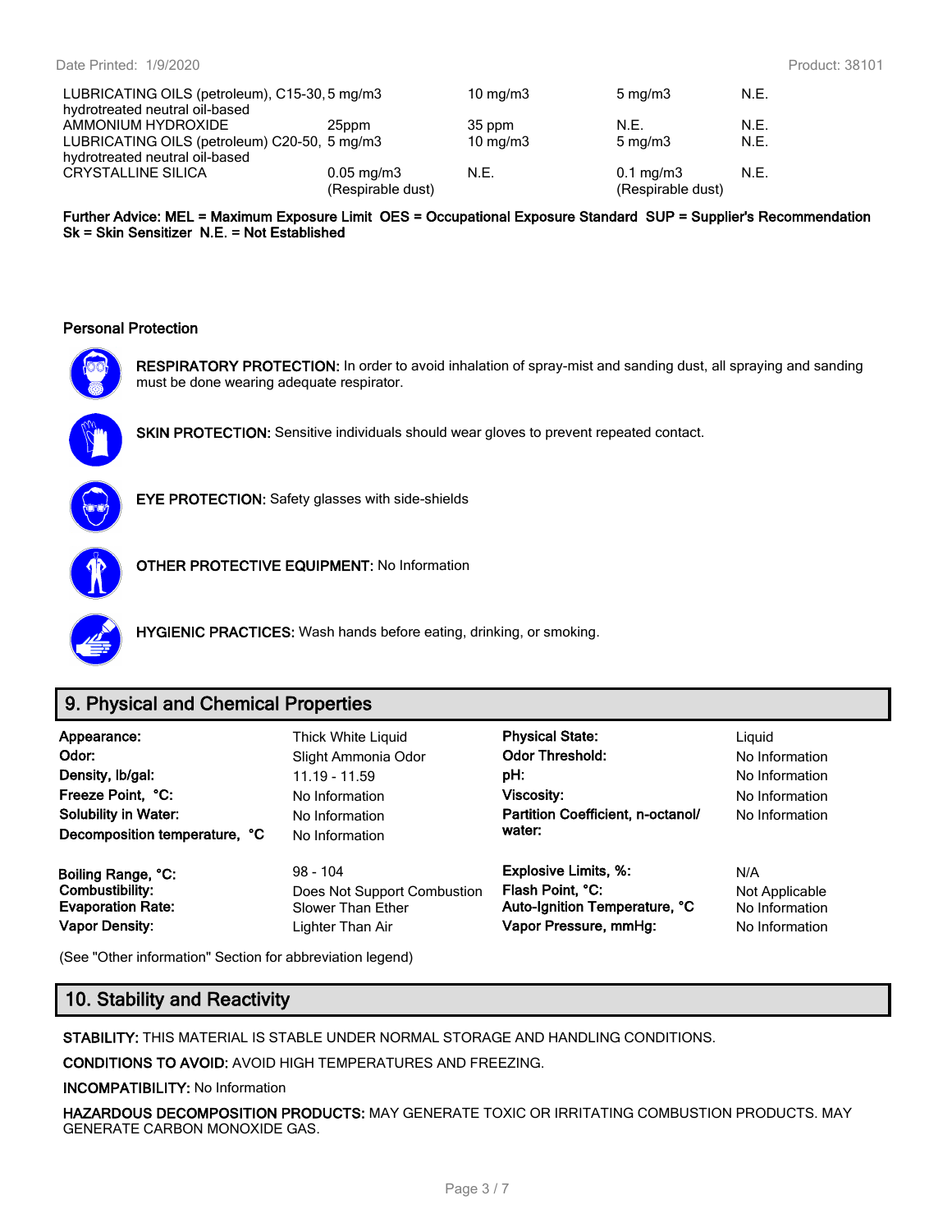| | | | | |
|---|---|---|---|---|
| LUBRICATING OILS (petroleum), C15-30, hydrotreated neutral oil-based | 5 mg/m3 | 10 mg/m3 | 5 mg/m3 | N.E. |
| AMMONIUM HYDROXIDE | 25ppm | 35 ppm | N.E. | N.E. |
| LUBRICATING OILS (petroleum) C20-50, hydrotreated neutral oil-based | 5 mg/m3 | 10 mg/m3 | 5 mg/m3 | N.E. |
| CRYSTALLINE SILICA | 0.05 mg/m3 (Respirable dust) | N.E. | 0.1 mg/m3 (Respirable dust) | N.E. |

**Further Advice: MEL = Maximum Exposure Limit OES = Occupational Exposure Standard SUP = Supplier's Recommendation Sk = Skin Sensitizer N.E. = Not Established**

### Personal Protection

**RESPIRATORY PROTECTION:** In order to avoid inhalation of spray-mist and sanding dust, all spraying and sanding must be done wearing adequate respirator.

**SKIN PROTECTION:** Sensitive individuals should wear gloves to prevent repeated contact.

**EYE PROTECTION:** Safety glasses with side-shields

**OTHER PROTECTIVE EQUIPMENT:** No Information

**HYGIENIC PRACTICES:** Wash hands before eating, drinking, or smoking.

## 9. Physical and Chemical Properties

| | | | |
|---|---|---|---|
| **Appearance:** | Thick White Liquid | **Physical State:** | Liquid |
| **Odor:** | Slight Ammonia Odor | **Odor Threshold:** | No Information |
| **Density, lb/gal:** | 11.19 - 11.59 | **pH:** | No Information |
| **Freeze Point, °C:** | No Information | **Viscosity:** | No Information |
| **Solubility in Water:** | No Information | **Partition Coefficient, n-octanol/ water:** | No Information |
| **Decomposition temperature, °C** | No Information | | |
| **Boiling Range, °C:** | 98 - 104 | **Explosive Limits, %:** | N/A |
| **Combustibility:** | Does Not Support Combustion | **Flash Point, °C:** | Not Applicable |
| **Evaporation Rate:** | Slower Than Ether | **Auto-Ignition Temperature, °C** | No Information |
| **Vapor Density:** | Lighter Than Air | **Vapor Pressure, mmHg:** | No Information |

(See "Other information" Section for abbreviation legend)

## 10. Stability and Reactivity

**STABILITY:** THIS MATERIAL IS STABLE UNDER NORMAL STORAGE AND HANDLING CONDITIONS.

**CONDITIONS TO AVOID:** AVOID HIGH TEMPERATURES AND FREEZING.

**INCOMPATIBILITY:** No Information

**HAZARDOUS DECOMPOSITION PRODUCTS:** MAY GENERATE TOXIC OR IRRITATING COMBUSTION PRODUCTS. MAY GENERATE CARBON MONOXIDE GAS.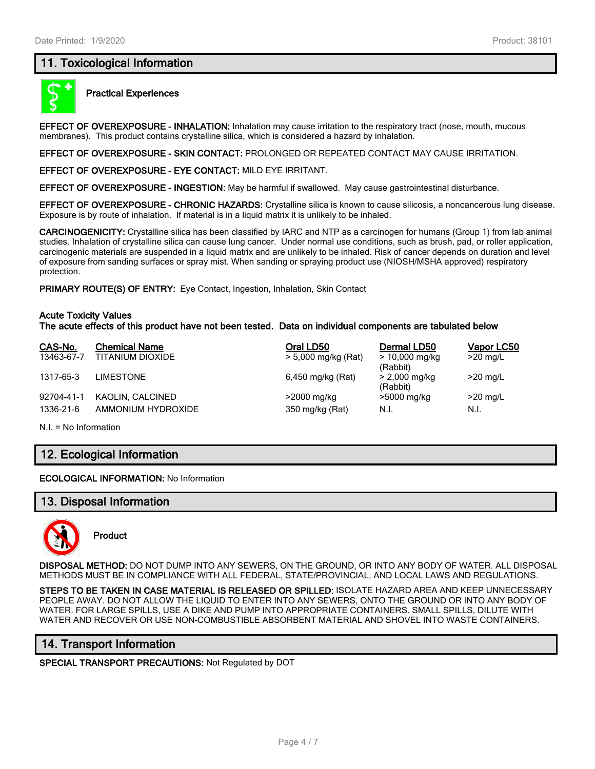## 11. Toxicological Information

### Practical Experiences

**EFFECT OF OVEREXPOSURE - INHALATION:** Inhalation may cause irritation to the respiratory tract (nose, mouth, mucous membranes). This product contains crystalline silica, which is considered a hazard by inhalation.

**EFFECT OF OVEREXPOSURE - SKIN CONTACT:** PROLONGED OR REPEATED CONTACT MAY CAUSE IRRITATION.

**EFFECT OF OVEREXPOSURE - EYE CONTACT:** MILD EYE IRRITANT.

**EFFECT OF OVEREXPOSURE - INGESTION:** May be harmful if swallowed. May cause gastrointestinal disturbance.

**EFFECT OF OVEREXPOSURE - CHRONIC HAZARDS:** Crystalline silica is known to cause silicosis, a noncancerous lung disease. Exposure is by route of inhalation. If material is in a liquid matrix it is unlikely to be inhaled.

**CARCINOGENICITY:** Crystalline silica has been classified by IARC and NTP as a carcinogen for humans (Group 1) from lab animal studies. Inhalation of crystalline silica can cause lung cancer. Under normal use conditions, such as brush, pad, or roller application, carcinogenic materials are suspended in a liquid matrix and are unlikely to be inhaled. Risk of cancer depends on duration and level of exposure from sanding surfaces or spray mist. When sanding or spraying product use (NIOSH/MSHA approved) respiratory protection.

**PRIMARY ROUTE(S) OF ENTRY:** Eye Contact, Ingestion, Inhalation, Skin Contact

**Acute Toxicity Values**
**The acute effects of this product have not been tested. Data on individual components are tabulated below**

| CAS-No. | Chemical Name | Oral LD50 | Dermal LD50 | Vapor LC50 |
|---|---|---|---|---|
| 13463-67-7 | TITANIUM DIOXIDE | > 5,000 mg/kg (Rat) | > 10,000 mg/kg (Rabbit) | >20 mg/L |
| 1317-65-3 | LIMESTONE | 6,450 mg/kg (Rat) | > 2,000 mg/kg (Rabbit) | >20 mg/L |
| 92704-41-1 | KAOLIN, CALCINED | >2000 mg/kg | >5000 mg/kg | >20 mg/L |
| 1336-21-6 | AMMONIUM HYDROXIDE | 350 mg/kg (Rat) | N.I. | N.I. |

N.I. = No Information

## 12. Ecological Information

**ECOLOGICAL INFORMATION:** No Information

## 13. Disposal Information

### Product

**DISPOSAL METHOD:** DO NOT DUMP INTO ANY SEWERS, ON THE GROUND, OR INTO ANY BODY OF WATER. ALL DISPOSAL METHODS MUST BE IN COMPLIANCE WITH ALL FEDERAL, STATE/PROVINCIAL, AND LOCAL LAWS AND REGULATIONS.

**STEPS TO BE TAKEN IN CASE MATERIAL IS RELEASED OR SPILLED:** ISOLATE HAZARD AREA AND KEEP UNNECESSARY PEOPLE AWAY. DO NOT ALLOW THE LIQUID TO ENTER INTO ANY SEWERS, ONTO THE GROUND OR INTO ANY BODY OF WATER. FOR LARGE SPILLS, USE A DIKE AND PUMP INTO APPROPRIATE CONTAINERS. SMALL SPILLS, DILUTE WITH WATER AND RECOVER OR USE NON-COMBUSTIBLE ABSORBENT MATERIAL AND SHOVEL INTO WASTE CONTAINERS.

## 14. Transport Information

**SPECIAL TRANSPORT PRECAUTIONS:** Not Regulated by DOT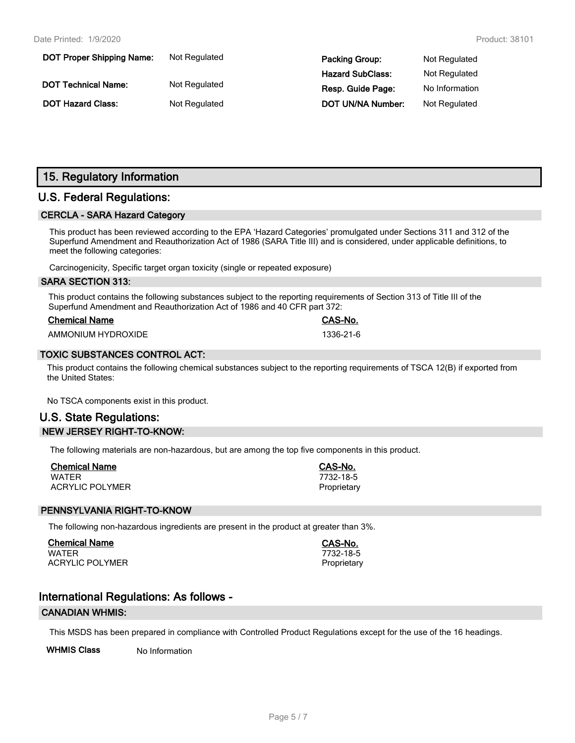| DOT Proper Shipping Name: | Not Regulated | Packing Group: | Not Regulated |
| --- | --- | --- | --- |
| DOT Technical Name: | Not Regulated | Hazard SubClass: | Not Regulated |
| | | Resp. Guide Page: | No Information |
| DOT Hazard Class: | Not Regulated | DOT UN/NA Number: | Not Regulated |

## 15. Regulatory Information

## U.S. Federal Regulations:

### CERCLA - SARA Hazard Category

This product has been reviewed according to the EPA 'Hazard Categories' promulgated under Sections 311 and 312 of the Superfund Amendment and Reauthorization Act of 1986 (SARA Title III) and is considered, under applicable definitions, to meet the following categories:

Carcinogenicity, Specific target organ toxicity (single or repeated exposure)

### SARA SECTION 313:

This product contains the following substances subject to the reporting requirements of Section 313 of Title III of the Superfund Amendment and Reauthorization Act of 1986 and 40 CFR part 372:

| Chemical Name | CAS-No. |
| --- | --- |
| AMMONIUM HYDROXIDE | 1336-21-6 |

### TOXIC SUBSTANCES CONTROL ACT:

This product contains the following chemical substances subject to the reporting requirements of TSCA 12(B) if exported from the United States:

No TSCA components exist in this product.

## U.S. State Regulations:

### NEW JERSEY RIGHT-TO-KNOW:

The following materials are non-hazardous, but are among the top five components in this product.

| Chemical Name | CAS-No. |
| --- | --- |
| WATER | 7732-18-5 |
| ACRYLIC POLYMER | Proprietary |

### PENNSYLVANIA RIGHT-TO-KNOW

The following non-hazardous ingredients are present in the product at greater than 3%.

| Chemical Name | CAS-No. |
| --- | --- |
| WATER | 7732-18-5 |
| ACRYLIC POLYMER | Proprietary |

## International Regulations: As follows -

### CANADIAN WHMIS:

This MSDS has been prepared in compliance with Controlled Product Regulations except for the use of the 16 headings.

**WHMIS Class** No Information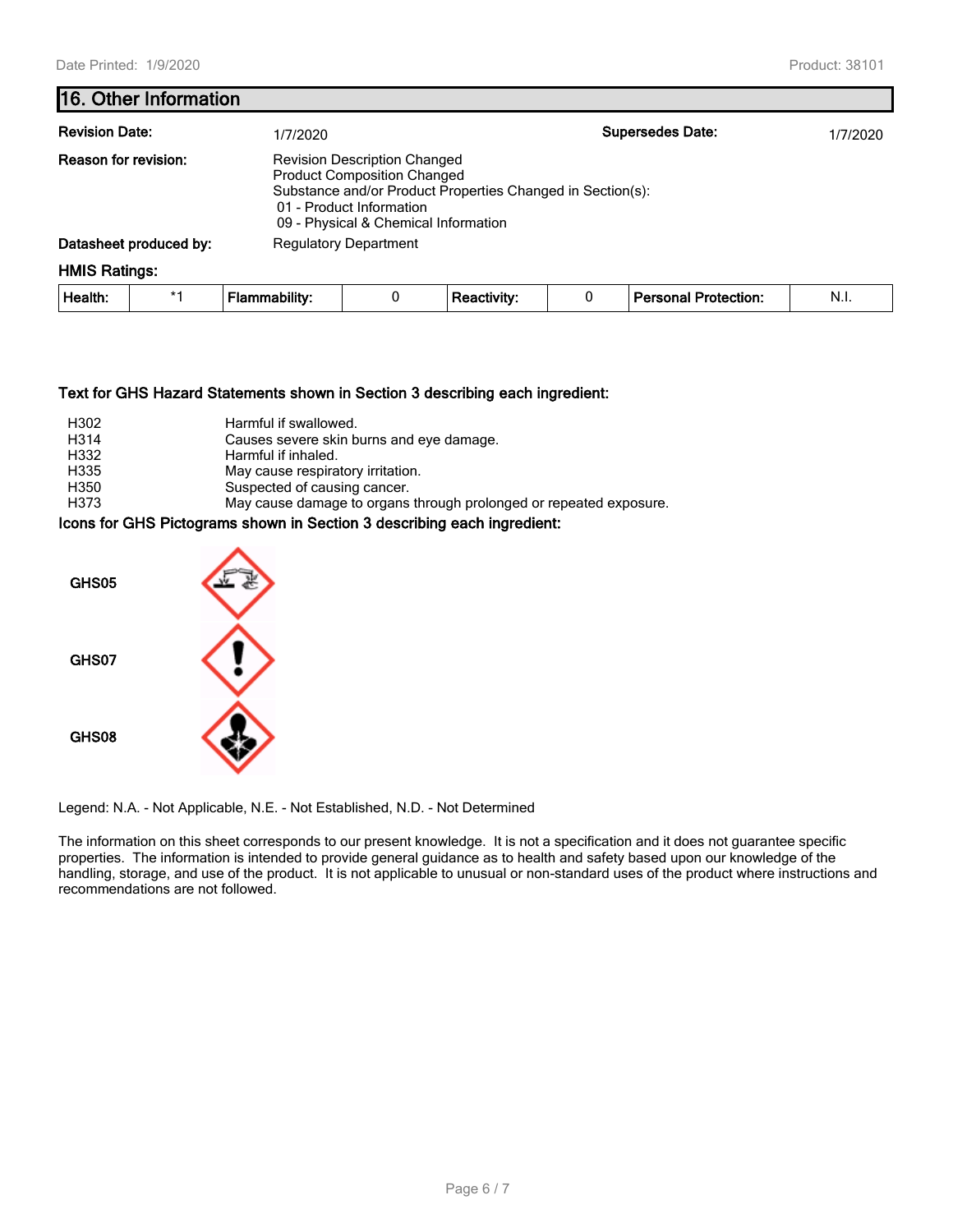## 16. Other Information

**Revision Date:** 1/7/2020 **Supersedes Date:** 1/7/2020

**Reason for revision:** Revision Description Changed
Product Composition Changed
Substance and/or Product Properties Changed in Section(s):
01 - Product Information
09 - Physical & Chemical Information

**Datasheet produced by:** Regulatory Department

**HMIS Ratings:**

| Health: | *1 | Flammability: | 0 | Reactivity: | 0 | Personal Protection: | N.I. |
|---|---|---|---|---|---|---|---|

**Text for GHS Hazard Statements shown in Section 3 describing each ingredient:**

| | |
|---|---|
| H302 | Harmful if swallowed. |
| H314 | Causes severe skin burns and eye damage. |
| H332 | Harmful if inhaled. |
| H335 | May cause respiratory irritation. |
| H350 | Suspected of causing cancer. |
| H373 | May cause damage to organs through prolonged or repeated exposure. |

**Icons for GHS Pictograms shown in Section 3 describing each ingredient:**

**GHS05**

**GHS07**

**GHS08**

Legend: N.A. - Not Applicable, N.E. - Not Established, N.D. - Not Determined

The information on this sheet corresponds to our present knowledge. It is not a specification and it does not guarantee specific properties. The information is intended to provide general guidance as to health and safety based upon our knowledge of the handling, storage, and use of the product. It is not applicable to unusual or non-standard uses of the product where instructions and recommendations are not followed.